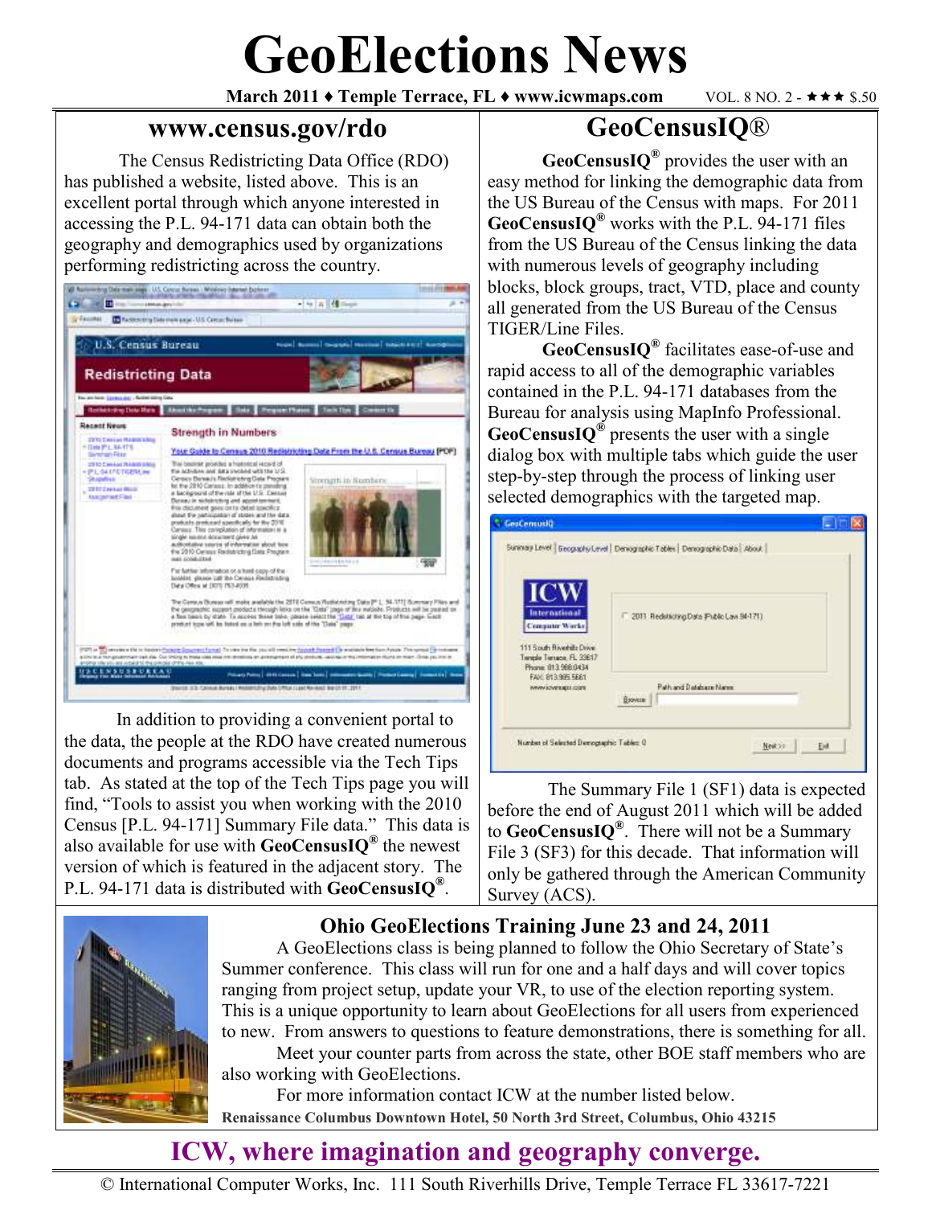# GeoElections News

**March 2011 ♦ Temple Terrace, FL ♦ www.icwmaps.com** VOL. 8 NO. 2 - ★★★ $.50

## www.census.gov/rdo

The Census Redistricting Data Office (RDO) has published a website, listed above. This is an excellent portal through which anyone interested in accessing the P.L. 94-171 data can obtain both the geography and demographics used by organizations performing redistricting across the country.

In addition to providing a convenient portal to the data, the people at the RDO have created numerous documents and programs accessible via the Tech Tips tab. As stated at the top of the Tech Tips page you will find, "Tools to assist you when working with the 2010 Census [P.L. 94-171] Summary File data." This data is also available for use with **GeoCensusIQ®** the newest version of which is featured in the adjacent story. The P.L. 94-171 data is distributed with **GeoCensusIQ®**.

## GeoCensusIQ®

**GeoCensusIQ®** provides the user with an easy method for linking the demographic data from the US Bureau of the Census with maps. For 2011 **GeoCensusIQ®** works with the P.L. 94-171 files from the US Bureau of the Census linking the data with numerous levels of geography including blocks, block groups, tract, VTD, place and county all generated from the US Bureau of the Census TIGER/Line Files.

**GeoCensusIQ®** facilitates ease-of-use and rapid access to all of the demographic variables contained in the P.L. 94-171 databases from the Bureau for analysis using MapInfo Professional. **GeoCensusIQ®** presents the user with a single dialog box with multiple tabs which guide the user step-by-step through the process of linking user selected demographics with the targeted map.

The Summary File 1 (SF1) data is expected before the end of August 2011 which will be added to **GeoCensusIQ®**. There will not be a Summary File 3 (SF3) for this decade. That information will only be gathered through the American Community Survey (ACS).

## Ohio GeoElections Training June 23 and 24, 2011

A GeoElections class is being planned to follow the Ohio Secretary of State's Summer conference. This class will run for one and a half days and will cover topics ranging from project setup, update your VR, to use of the election reporting system. This is a unique opportunity to learn about GeoElections for all users from experienced to new. From answers to questions to feature demonstrations, there is something for all.

Meet your counter parts from across the state, other BOE staff members who are also working with GeoElections.

For more information contact ICW at the number listed below.

**Renaissance Columbus Downtown Hotel, 50 North 3rd Street, Columbus, Ohio 43215**

## ICW, where imagination and geography converge.

© International Computer Works, Inc. 111 South Riverhills Drive, Temple Terrace FL 33617-7221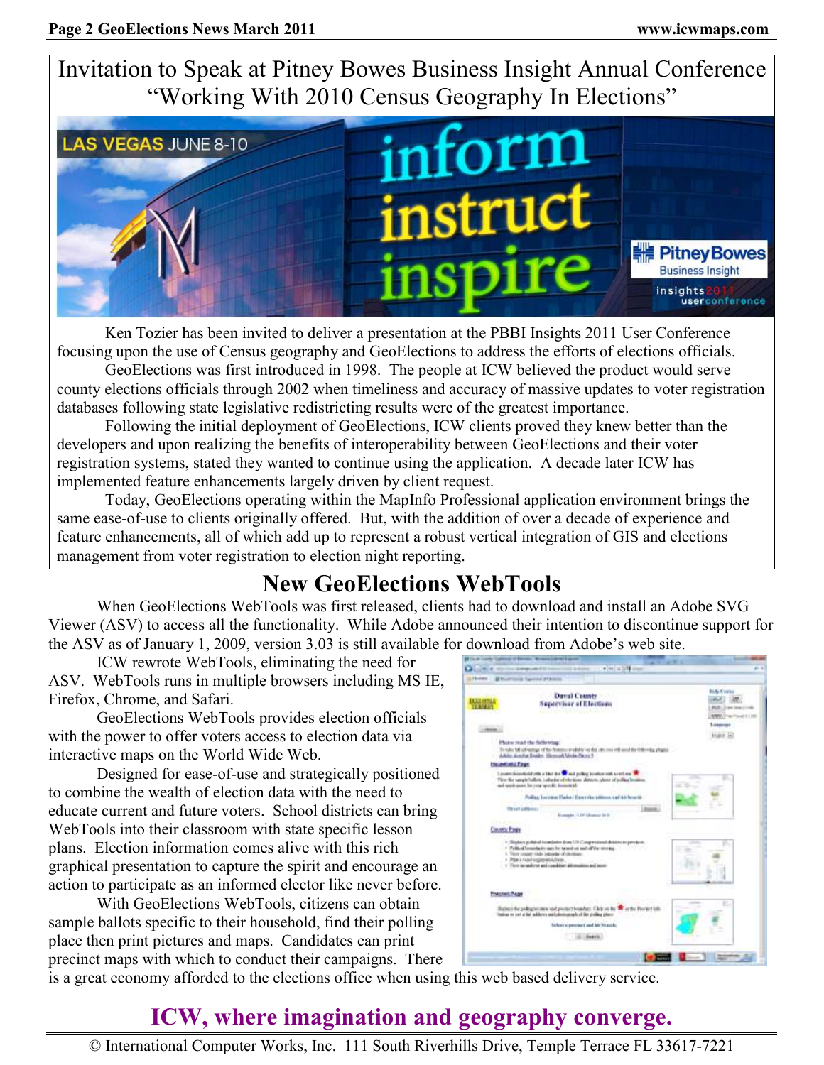# Invitation to Speak at Pitney Bowes Business Insight Annual Conference "Working With 2010 Census Geography In Elections"

Ken Tozier has been invited to deliver a presentation at the PBBI Insights 2011 User Conference focusing upon the use of Census geography and GeoElections to address the efforts of elections officials.

GeoElections was first introduced in 1998. The people at ICW believed the product would serve county elections officials through 2002 when timeliness and accuracy of massive updates to voter registration databases following state legislative redistricting results were of the greatest importance.

Following the initial deployment of GeoElections, ICW clients proved they knew better than the developers and upon realizing the benefits of interoperability between GeoElections and their voter registration systems, stated they wanted to continue using the application. A decade later ICW has implemented feature enhancements largely driven by client request.

Today, GeoElections operating within the MapInfo Professional application environment brings the same ease-of-use to clients originally offered. But, with the addition of over a decade of experience and feature enhancements, all of which add up to represent a robust vertical integration of GIS and elections management from voter registration to election night reporting.

## New GeoElections WebTools

When GeoElections WebTools was first released, clients had to download and install an Adobe SVG Viewer (ASV) to access all the functionality. While Adobe announced their intention to discontinue support for the ASV as of January 1, 2009, version 3.03 is still available for download from Adobe's web site.

ICW rewrote WebTools, eliminating the need for ASV. WebTools runs in multiple browsers including MS IE, Firefox, Chrome, and Safari.

GeoElections WebTools provides election officials with the power to offer voters access to election data via interactive maps on the World Wide Web.

Designed for ease-of-use and strategically positioned to combine the wealth of election data with the need to educate current and future voters. School districts can bring WebTools into their classroom with state specific lesson plans. Election information comes alive with this rich graphical presentation to capture the spirit and encourage an action to participate as an informed elector like never before.

With GeoElections WebTools, citizens can obtain sample ballots specific to their household, find their polling place then print pictures and maps. Candidates can print precinct maps with which to conduct their campaigns. There is a great economy afforded to the elections office when using this web based delivery service.

**ICW, where imagination and geography converge.**

© International Computer Works, Inc. 111 South Riverhills Drive, Temple Terrace FL 33617-7221